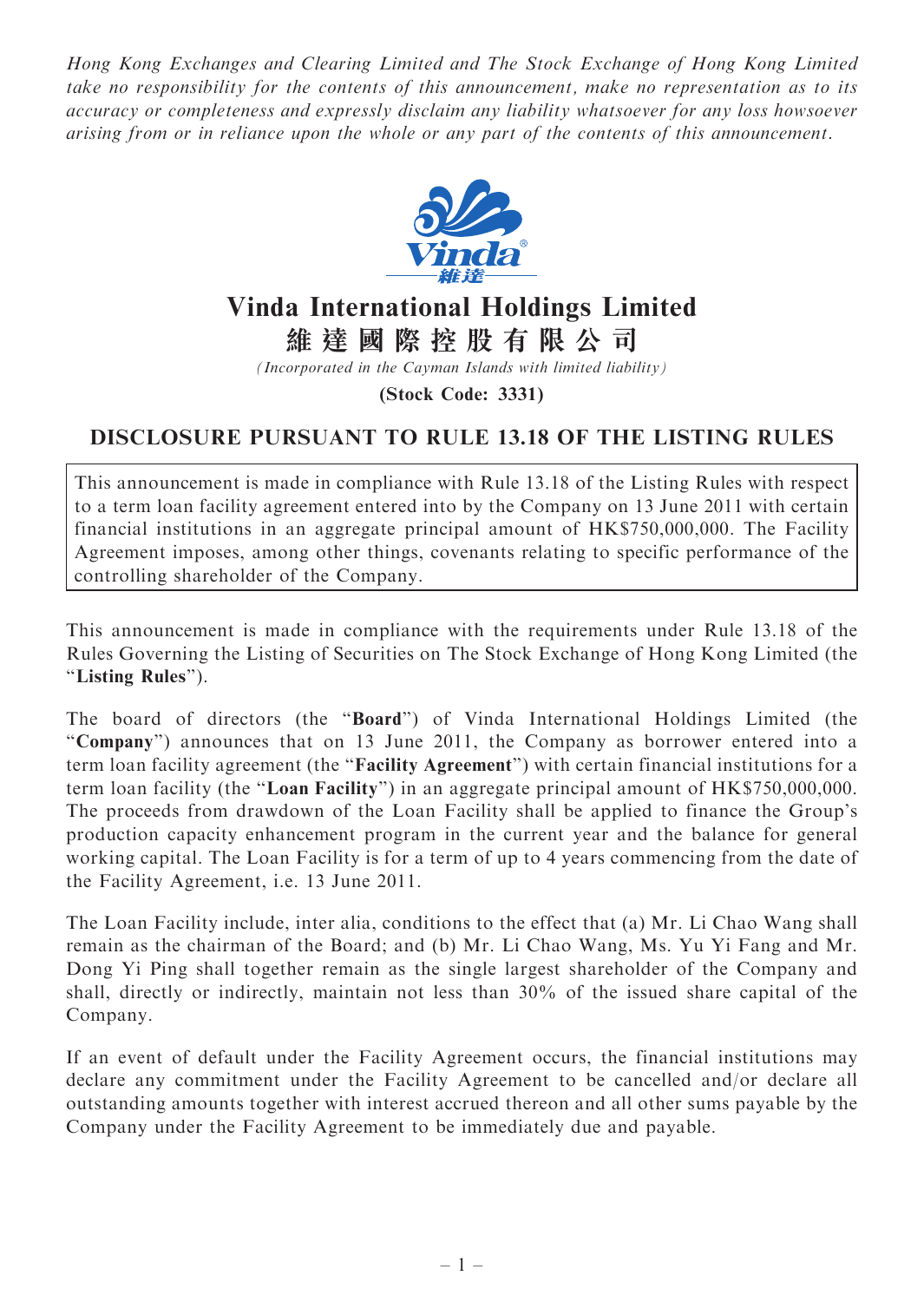*Hong Kong Exchanges and Clearing Limited and The Stock Exchange of Hong Kong Limited take no responsibility for the contents of this announcement, make no representation as to its accuracy or completeness and expressly disclaim any liability whatsoever for any loss howsoever arising from or in reliance upon the whole or any part of the contents of this announcement.*

# Vinda International Holdings Limited
# 維達國際控股有限公司

*(Incorporated in the Cayman Islands with limited liability)*

**(Stock Code: 3331)**

## DISCLOSURE PURSUANT TO RULE 13.18 OF THE LISTING RULES

This announcement is made in compliance with Rule 13.18 of the Listing Rules with respect to a term loan facility agreement entered into by the Company on 13 June 2011 with certain financial institutions in an aggregate principal amount of HK$750,000,000. The Facility Agreement imposes, among other things, covenants relating to specific performance of the controlling shareholder of the Company.

This announcement is made in compliance with the requirements under Rule 13.18 of the Rules Governing the Listing of Securities on The Stock Exchange of Hong Kong Limited (the "**Listing Rules**").

The board of directors (the "**Board**") of Vinda International Holdings Limited (the "**Company**") announces that on 13 June 2011, the Company as borrower entered into a term loan facility agreement (the "**Facility Agreement**") with certain financial institutions for a term loan facility (the "**Loan Facility**") in an aggregate principal amount of HK$750,000,000. The proceeds from drawdown of the Loan Facility shall be applied to finance the Group's production capacity enhancement program in the current year and the balance for general working capital. The Loan Facility is for a term of up to 4 years commencing from the date of the Facility Agreement, i.e. 13 June 2011.

The Loan Facility include, inter alia, conditions to the effect that (a) Mr. Li Chao Wang shall remain as the chairman of the Board; and (b) Mr. Li Chao Wang, Ms. Yu Yi Fang and Mr. Dong Yi Ping shall together remain as the single largest shareholder of the Company and shall, directly or indirectly, maintain not less than 30% of the issued share capital of the Company.

If an event of default under the Facility Agreement occurs, the financial institutions may declare any commitment under the Facility Agreement to be cancelled and/or declare all outstanding amounts together with interest accrued thereon and all other sums payable by the Company under the Facility Agreement to be immediately due and payable.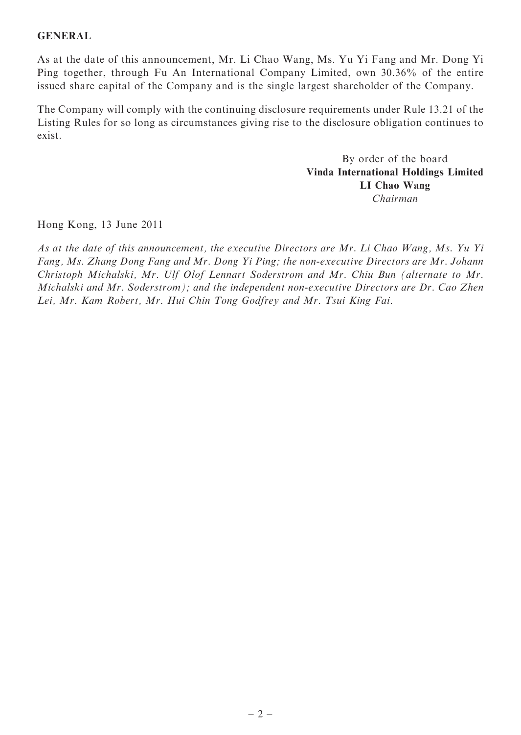**GENERAL**

As at the date of this announcement, Mr. Li Chao Wang, Ms. Yu Yi Fang and Mr. Dong Yi Ping together, through Fu An International Company Limited, own 30.36% of the entire issued share capital of the Company and is the single largest shareholder of the Company.

The Company will comply with the continuing disclosure requirements under Rule 13.21 of the Listing Rules for so long as circumstances giving rise to the disclosure obligation continues to exist.

By order of the board
**Vinda International Holdings Limited**
**LI Chao Wang**
*Chairman*

Hong Kong, 13 June 2011

*As at the date of this announcement, the executive Directors are Mr. Li Chao Wang, Ms. Yu Yi Fang, Ms. Zhang Dong Fang and Mr. Dong Yi Ping; the non-executive Directors are Mr. Johann Christoph Michalski, Mr. Ulf Olof Lennart Soderstrom and Mr. Chiu Bun (alternate to Mr. Michalski and Mr. Soderstrom); and the independent non-executive Directors are Dr. Cao Zhen Lei, Mr. Kam Robert, Mr. Hui Chin Tong Godfrey and Mr. Tsui King Fai.*